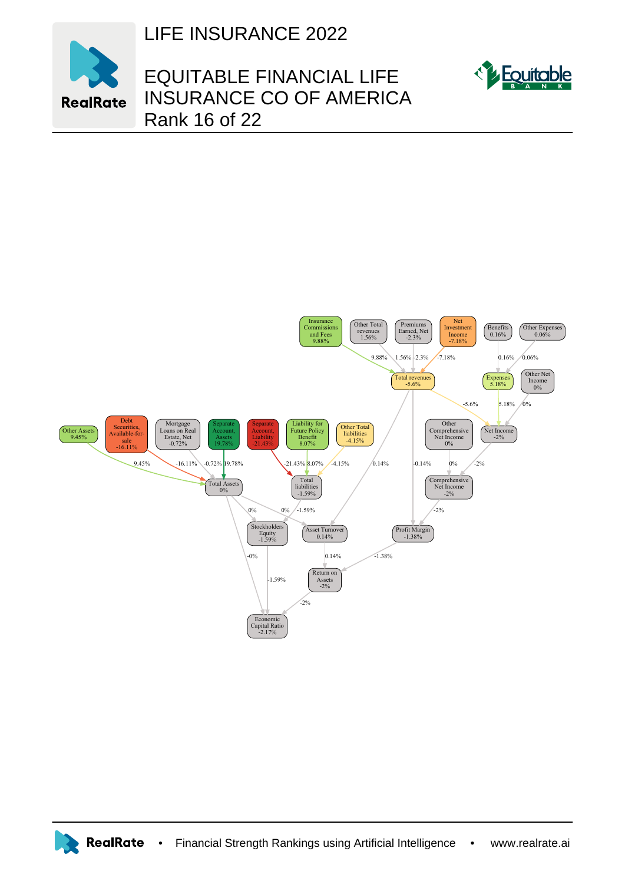# LIFE INSURANCE 2022

# EQUITABLE FINANCIAL LIFE INSURANCE CO OF AMERICA

Rank 16 of 22

Insurance Commissions and Fees 9.88%

Other Total revenues 1.56%

Premiums Earned, Net -2.3%

Net Investment Income -7.18%

Benefits 0.16%

Other Expenses 0.06%

Total revenues -5.6%

Expenses 5.18%

Other Net Income 0%

Other Assets 9.45%

Debt Securities, Available-for-sale -16.11%

Mortgage Loans on Real Estate, Net -0.72%

Separate Account, Assets 19.78%

Separate Account, Liability -21.43%

Liability for Future Policy Benefit 8.07%

Other Total liabilities -4.15%

Other Comprehensive Net Income 0%

Net Income -2%

Total Assets 0%

Total liabilities -1.59%

Comprehensive Net Income -2%

Stockholders Equity -1.59%

Asset Turnover 0.14%

Profit Margin -1.38%

Return on Assets -2%

Economic Capital Ratio -2.17%

RealRate • Financial Strength Rankings using Artificial Intelligence • www.realrate.ai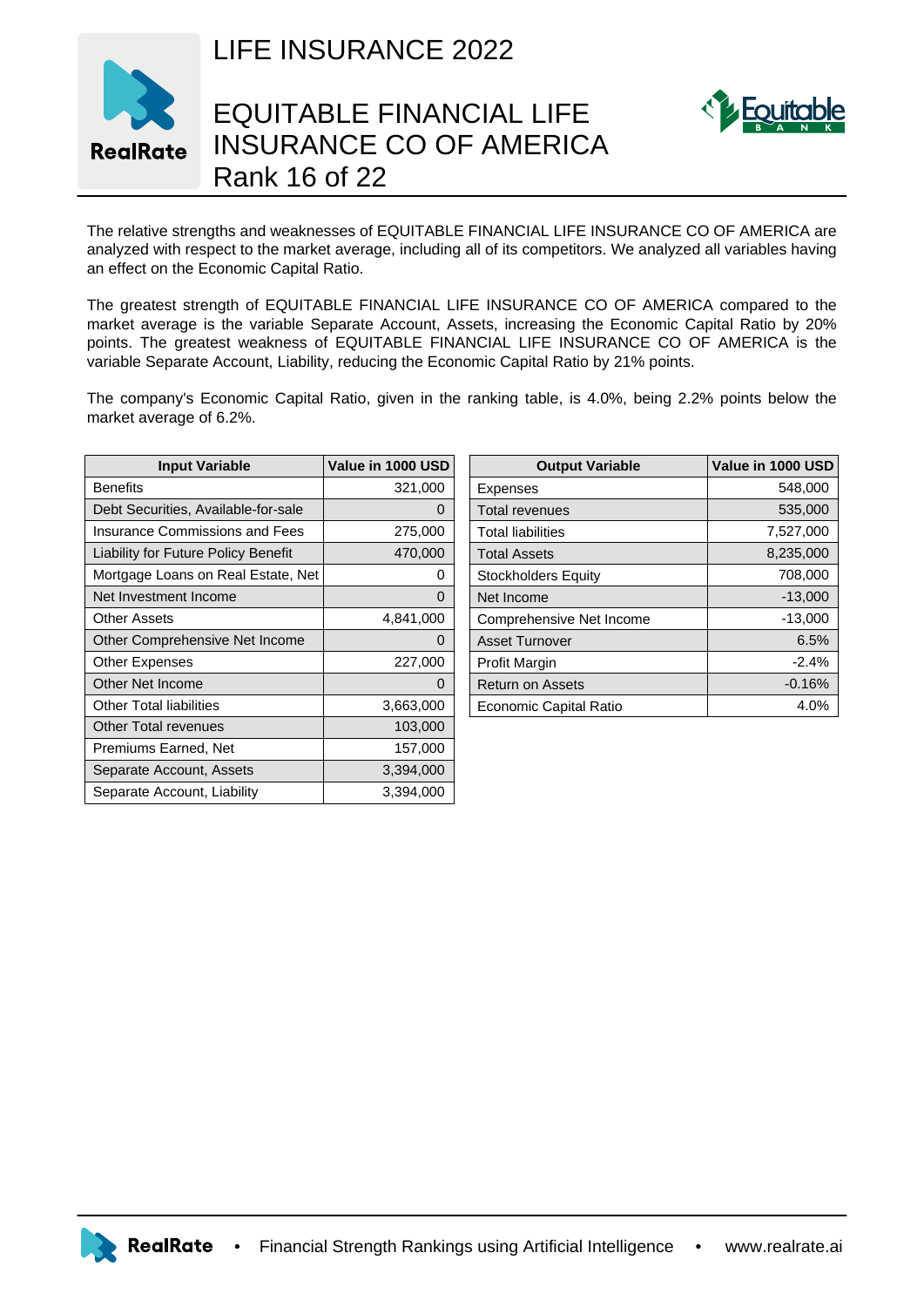# LIFE INSURANCE 2022

# EQUITABLE FINANCIAL LIFE INSURANCE CO OF AMERICA
## Rank 16 of 22

The relative strengths and weaknesses of EQUITABLE FINANCIAL LIFE INSURANCE CO OF AMERICA are analyzed with respect to the market average, including all of its competitors. We analyzed all variables having an effect on the Economic Capital Ratio.

The greatest strength of EQUITABLE FINANCIAL LIFE INSURANCE CO OF AMERICA compared to the market average is the variable Separate Account, Assets, increasing the Economic Capital Ratio by 20% points. The greatest weakness of EQUITABLE FINANCIAL LIFE INSURANCE CO OF AMERICA is the variable Separate Account, Liability, reducing the Economic Capital Ratio by 21% points.

The company's Economic Capital Ratio, given in the ranking table, is 4.0%, being 2.2% points below the market average of 6.2%.

| Input Variable | Value in 1000 USD |
|---|---|
| Benefits | 321,000 |
| Debt Securities, Available-for-sale | 0 |
| Insurance Commissions and Fees | 275,000 |
| Liability for Future Policy Benefit | 470,000 |
| Mortgage Loans on Real Estate, Net | 0 |
| Net Investment Income | 0 |
| Other Assets | 4,841,000 |
| Other Comprehensive Net Income | 0 |
| Other Expenses | 227,000 |
| Other Net Income | 0 |
| Other Total liabilities | 3,663,000 |
| Other Total revenues | 103,000 |
| Premiums Earned, Net | 157,000 |
| Separate Account, Assets | 3,394,000 |
| Separate Account, Liability | 3,394,000 |

| Output Variable | Value in 1000 USD |
|---|---|
| Expenses | 548,000 |
| Total revenues | 535,000 |
| Total liabilities | 7,527,000 |
| Total Assets | 8,235,000 |
| Stockholders Equity | 708,000 |
| Net Income | -13,000 |
| Comprehensive Net Income | -13,000 |
| Asset Turnover | 6.5% |
| Profit Margin | -2.4% |
| Return on Assets | -0.16% |
| Economic Capital Ratio | 4.0% |